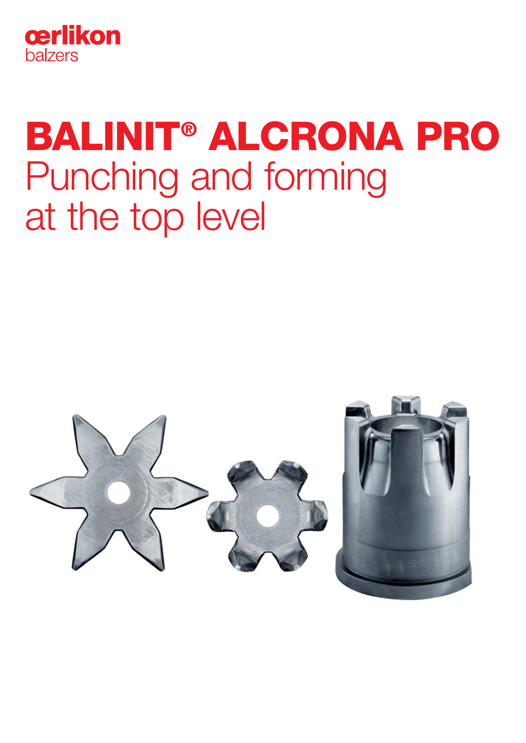oerlikon
balzers

# BALINIT® ALCRONA PRO
## Punching and forming at the top level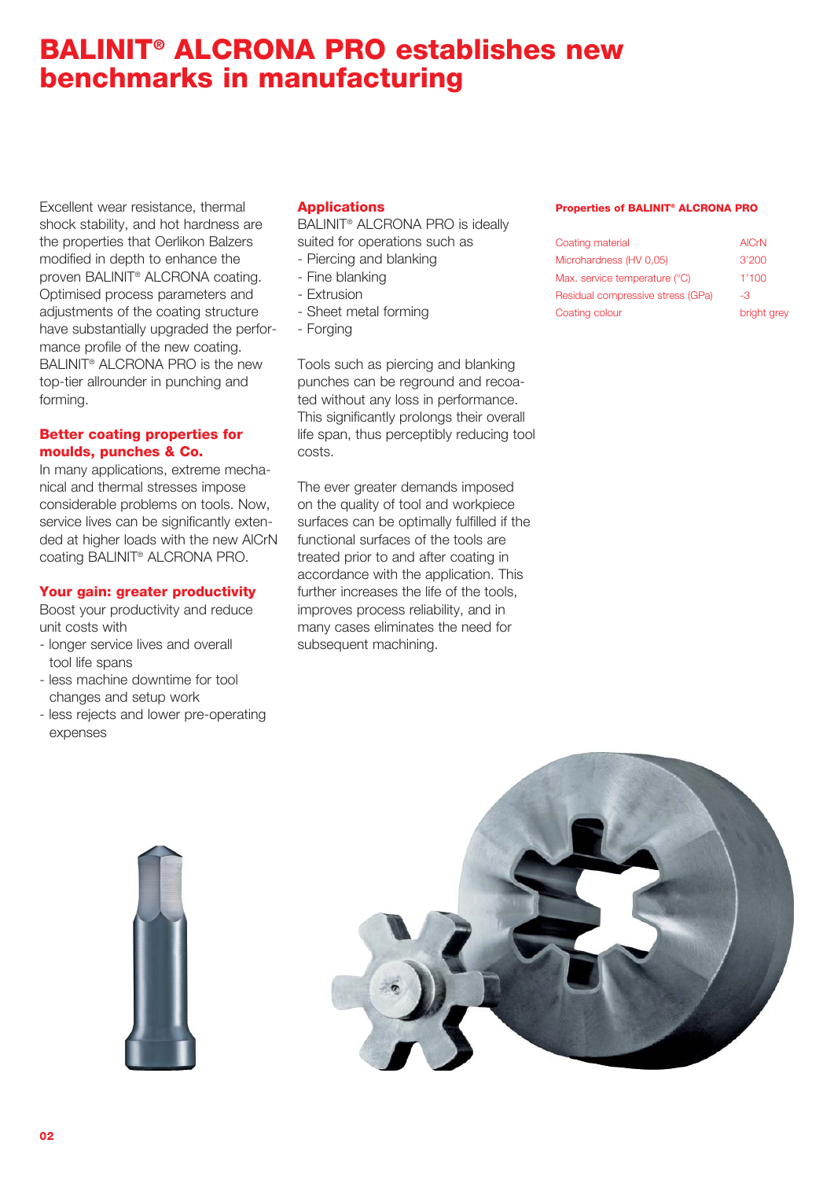# BALINIT® ALCRONA PRO establishes new benchmarks in manufacturing

Excellent wear resistance, thermal shock stability, and hot hardness are the properties that Oerlikon Balzers modified in depth to enhance the proven BALINIT® ALCRONA coating. Optimised process parameters and adjustments of the coating structure have substantially upgraded the performance profile of the new coating. BALINIT® ALCRONA PRO is the new top-tier allrounder in punching and forming.

## Better coating properties for moulds, punches & Co.

In many applications, extreme mechanical and thermal stresses impose considerable problems on tools. Now, service lives can be significantly extended at higher loads with the new AlCrN coating BALINIT® ALCRONA PRO.

## Your gain: greater productivity

Boost your productivity and reduce unit costs with

- longer service lives and overall tool life spans
- less machine downtime for tool changes and setup work
- less rejects and lower pre-operating expenses

## Applications

BALINIT® ALCRONA PRO is ideally suited for operations such as

- Piercing and blanking
- Fine blanking
- Extrusion
- Sheet metal forming
- Forging

Tools such as piercing and blanking punches can be reground and recoated without any loss in performance. This significantly prolongs their overall life span, thus perceptibly reducing tool costs.

The ever greater demands imposed on the quality of tool and workpiece surfaces can be optimally fulfilled if the functional surfaces of the tools are treated prior to and after coating in accordance with the application. This further increases the life of the tools, improves process reliability, and in many cases eliminates the need for subsequent machining.

**Properties of BALINIT® ALCRONA PRO**

| Property | Value |
|---|---|
| Coating material | AlCrN |
| Microhardness (HV 0,05) | 3'200 |
| Max. service temperature (°C) | 1'100 |
| Residual compressive stress (GPa) | -3 |
| Coating colour | bright grey |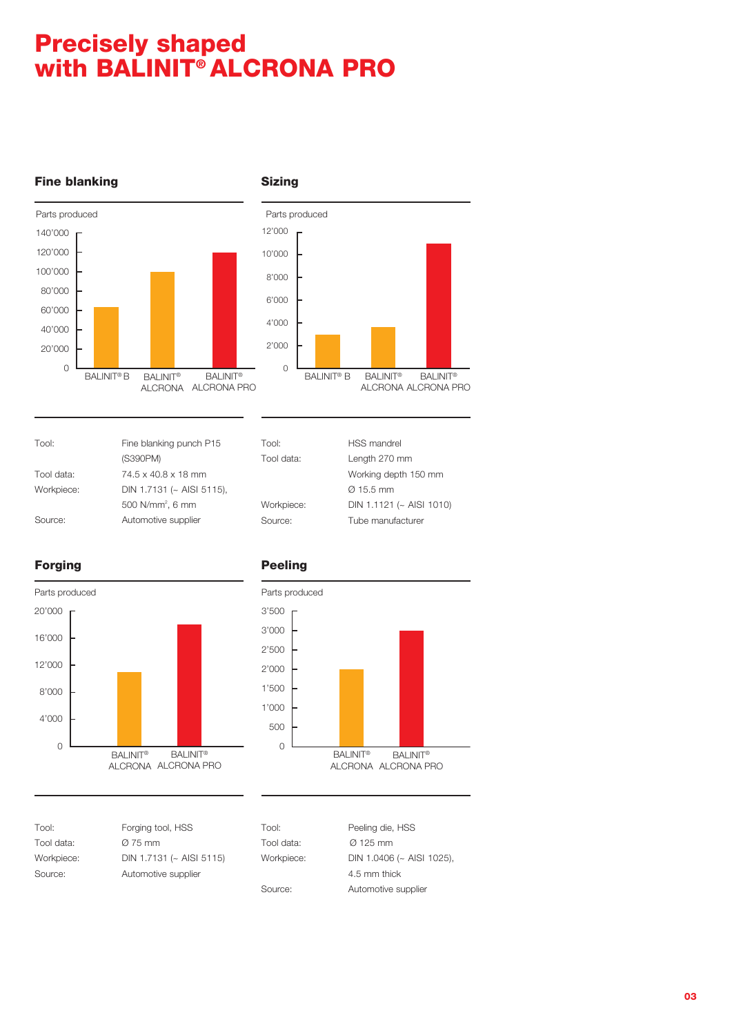# Precisely shaped with BALINIT® ALCRONA PRO

## Fine blanking

Parts produced

| Coating | Parts produced |
|---|---|
| BALINIT® B | ~63'000 |
| BALINIT® ALCRONA | ~100'000 |
| BALINIT® ALCRONA PRO | ~120'000 |

| | |
|---|---|
| Tool: | Fine blanking punch P15 (S390PM) |
| Tool data: | 74.5 x 40.8 x 18 mm |
| Workpiece: | DIN 1.7131 (~ AISI 5115), 500 N/mm², 6 mm |
| Source: | Automotive supplier |

## Sizing

Parts produced

| Coating | Parts produced |
|---|---|
| BALINIT® B | ~3'000 |
| BALINIT® ALCRONA | ~3'600 |
| BALINIT® ALCRONA PRO | ~10'800 |

| | |
|---|---|
| Tool: | HSS mandrel |
| Tool data: | Length 270 mm<br>Working depth 150 mm<br>Ø 15.5 mm |
| Workpiece: | DIN 1.1121 (~ AISI 1010) |
| Source: | Tube manufacturer |

## Forging

Parts produced

| Coating | Parts produced |
|---|---|
| BALINIT® ALCRONA | ~11'000 |
| BALINIT® ALCRONA PRO | ~18'000 |

| | |
|---|---|
| Tool: | Forging tool, HSS |
| Tool data: | Ø 75 mm |
| Workpiece: | DIN 1.7131 (~ AISI 5115) |
| Source: | Automotive supplier |

## Peeling

Parts produced

| Coating | Parts produced |
|---|---|
| BALINIT® ALCRONA | ~2'000 |
| BALINIT® ALCRONA PRO | ~3'000 |

| | |
|---|---|
| Tool: | Peeling die, HSS |
| Tool data: | Ø 125 mm |
| Workpiece: | DIN 1.0406 (~ AISI 1025), 4.5 mm thick |
| Source: | Automotive supplier |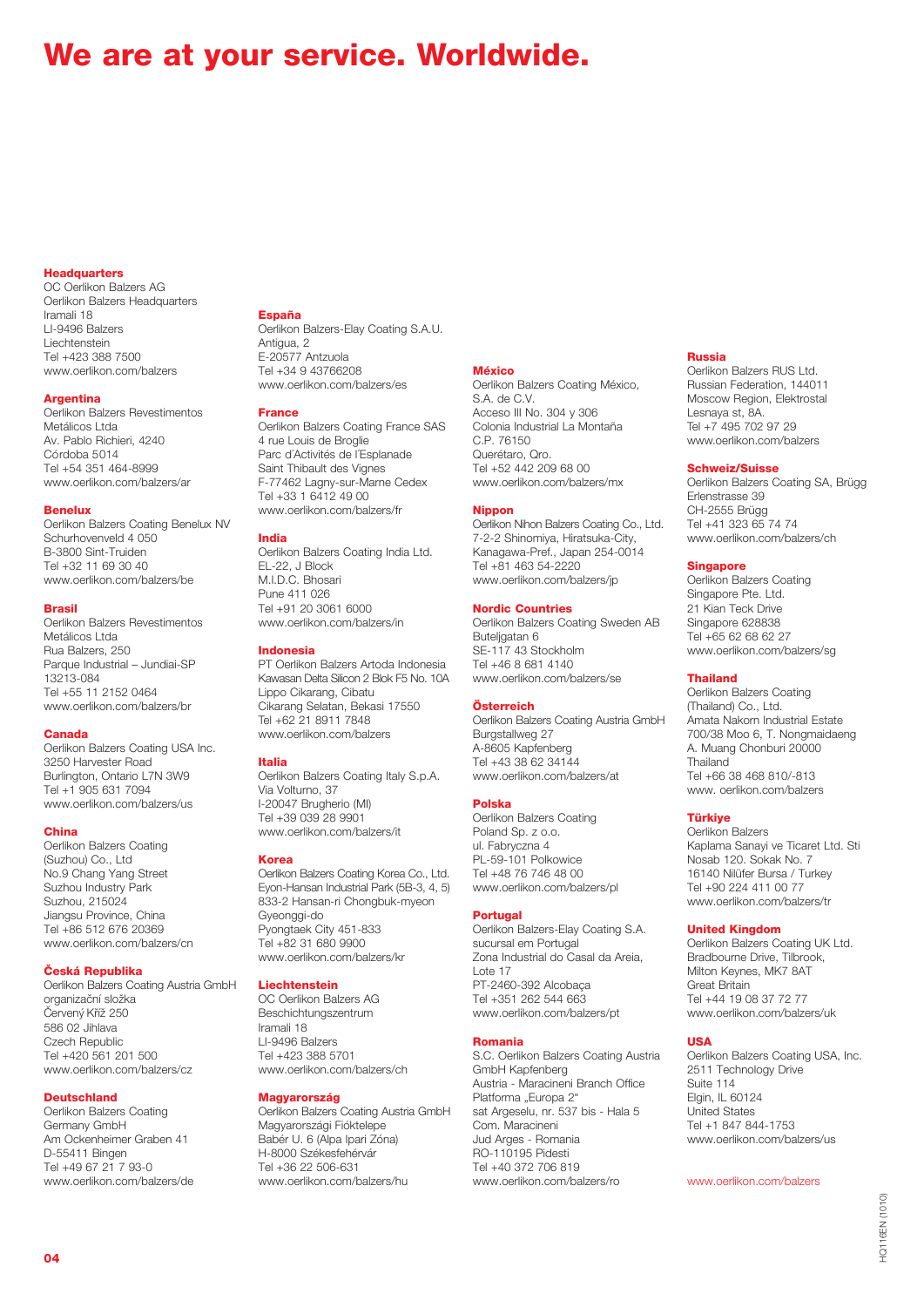# We are at your service. Worldwide.

**Headquarters**
OC Oerlikon Balzers AG
Oerlikon Balzers Headquarters
Iramali 18
LI-9496 Balzers
Liechtenstein
Tel +423 388 7500
www.oerlikon.com/balzers

**Argentina**
Oerlikon Balzers Revestimentos
Metálicos Ltda
Av. Pablo Richieri, 4240
Córdoba 5014
Tel +54 351 464-8999
www.oerlikon.com/balzers/ar

**Benelux**
Oerlikon Balzers Coating Benelux NV
Schurhovenveld 4 050
B-3800 Sint-Truiden
Tel +32 11 69 30 40
www.oerlikon.com/balzers/be

**Brasil**
Oerlikon Balzers Revestimentos
Metálicos Ltda
Rua Balzers, 250
Parque Industrial – Jundiai-SP
13213-084
Tel +55 11 2152 0464
www.oerlikon.com/balzers/br

**Canada**
Oerlikon Balzers Coating USA Inc.
3250 Harvester Road
Burlington, Ontario L7N 3W9
Tel +1 905 631 7094
www.oerlikon.com/balzers/us

**China**
Oerlikon Balzers Coating
(Suzhou) Co., Ltd
No.9 Chang Yang Street
Suzhou Industry Park
Suzhou, 215024
Jiangsu Province, China
Tel +86 512 676 20369
www.oerlikon.com/balzers/cn

**Česká Republika**
Oerlikon Balzers Coating Austria GmbH
organizační složka
Červený Kříž 250
586 02 Jihlava
Czech Republic
Tel +420 561 201 500
www.oerlikon.com/balzers/cz

**Deutschland**
Oerlikon Balzers Coating
Germany GmbH
Am Ockenheimer Graben 41
D-55411 Bingen
Tel +49 67 21 7 93-0
www.oerlikon.com/balzers/de

**España**
Oerlikon Balzers-Elay Coating S.A.U.
Antigua, 2
E-20577 Antzuola
Tel +34 9 43766208
www.oerlikon.com/balzers/es

**France**
Oerlikon Balzers Coating France SAS
4 rue Louis de Broglie
Parc d'Activités de l'Esplanade
Saint Thibault des Vignes
F-77462 Lagny-sur-Marne Cedex
Tel +33 1 6412 49 00
www.oerlikon.com/balzers/fr

**India**
Oerlikon Balzers Coating India Ltd.
EL-22, J Block
M.I.D.C. Bhosari
Pune 411 026
Tel +91 20 3061 6000
www.oerlikon.com/balzers/in

**Indonesia**
PT Oerlikon Balzers Artoda Indonesia
Kawasan Delta Silicon 2 Blok F5 No. 10A
Lippo Cikarang, Cibatu
Cikarang Selatan, Bekasi 17550
Tel +62 21 8911 7848
www.oerlikon.com/balzers

**Italia**
Oerlikon Balzers Coating Italy S.p.A.
Via Volturno, 37
I-20047 Brugherio (MI)
Tel +39 039 28 9901
www.oerlikon.com/balzers/it

**Korea**
Oerlikon Balzers Coating Korea Co., Ltd.
Eyon-Hansan Industrial Park (5B-3, 4, 5)
833-2 Hansan-ri Chongbuk-myeon
Gyeonggi-do
Pyongtaek City 451-833
Tel +82 31 680 9900
www.oerlikon.com/balzers/kr

**Liechtenstein**
OC Oerlikon Balzers AG
Beschichtungszentrum
Iramali 18
LI-9496 Balzers
Tel +423 388 5701
www.oerlikon.com/balzers/ch

**Magyarország**
Oerlikon Balzers Coating Austria GmbH
Magyarországi Fióktelepe
Babér U. 6 (Alpa Ipari Zóna)
H-8000 Székesfehérvár
Tel +36 22 506-631
www.oerlikon.com/balzers/hu

**México**
Oerlikon Balzers Coating México,
S.A. de C.V.
Acceso III No. 304 y 306
Colonia Industrial La Montaña
C.P. 76150
Querétaro, Qro.
Tel +52 442 209 68 00
www.oerlikon.com/balzers/mx

**Nippon**
Oerlikon Nihon Balzers Coating Co., Ltd.
7-2-2 Shinomiya, Hiratsuka-City,
Kanagawa-Pref., Japan 254-0014
Tel +81 463 54-2220
www.oerlikon.com/balzers/jp

**Nordic Countries**
Oerlikon Balzers Coating Sweden AB
Buteljgatan 6
SE-117 43 Stockholm
Tel +46 8 681 4140
www.oerlikon.com/balzers/se

**Österreich**
Oerlikon Balzers Coating Austria GmbH
Burgstallweg 27
A-8605 Kapfenberg
Tel +43 38 62 34144
www.oerlikon.com/balzers/at

**Polska**
Oerlikon Balzers Coating
Poland Sp. z o.o.
ul. Fabryczna 4
PL-59-101 Polkowice
Tel +48 76 746 48 00
www.oerlikon.com/balzers/pl

**Portugal**
Oerlikon Balzers-Elay Coating S.A.
sucursal em Portugal
Zona Industrial do Casal da Areia,
Lote 17
PT-2460-392 Alcobaça
Tel +351 262 544 663
www.oerlikon.com/balzers/pt

**Romania**
S.C. Oerlikon Balzers Coating Austria
GmbH Kapfenberg
Austria - Maracineni Branch Office
Platforma „Europa 2"
sat Argeselu, nr. 537 bis - Hala 5
Com. Maracineni
Jud Arges - Romania
RO-110195 Pidesti
Tel +40 372 706 819
www.oerlikon.com/balzers/ro

**Russia**
Oerlikon Balzers RUS Ltd.
Russian Federation, 144011
Moscow Region, Elektrostal
Lesnaya st, 8A.
Tel +7 495 702 97 29
www.oerlikon.com/balzers

**Schweiz/Suisse**
Oerlikon Balzers Coating SA, Brügg
Erlenstrasse 39
CH-2555 Brügg
Tel +41 323 65 74 74
www.oerlikon.com/balzers/ch

**Singapore**
Oerlikon Balzers Coating
Singapore Pte. Ltd.
21 Kian Teck Drive
Singapore 628838
Tel +65 62 68 62 27
www.oerlikon.com/balzers/sg

**Thailand**
Oerlikon Balzers Coating
(Thailand) Co., Ltd.
Amata Nakorn Industrial Estate
700/38 Moo 6, T. Nongmaidaeng
A. Muang Chonburi 20000
Thailand
Tel +66 38 468 810/-813
www. oerlikon.com/balzers

**Türkiye**
Oerlikon Balzers
Kaplama Sanayi ve Ticaret Ltd. Sti
Nosab 120. Sokak No. 7
16140 Nilüfer Bursa / Turkey
Tel +90 224 411 00 77
www.oerlikon.com/balzers/tr

**United Kingdom**
Oerlikon Balzers Coating UK Ltd.
Bradbourne Drive, Tilbrook,
Milton Keynes, MK7 8AT
Great Britain
Tel +44 19 08 37 72 77
www.oerlikon.com/balzers/uk

**USA**
Oerlikon Balzers Coating USA, Inc.
2511 Technology Drive
Suite 114
Elgin, IL 60124
United States
Tel +1 847 844-1753
www.oerlikon.com/balzers/us

www.oerlikon.com/balzers

HQ116EN (1010)